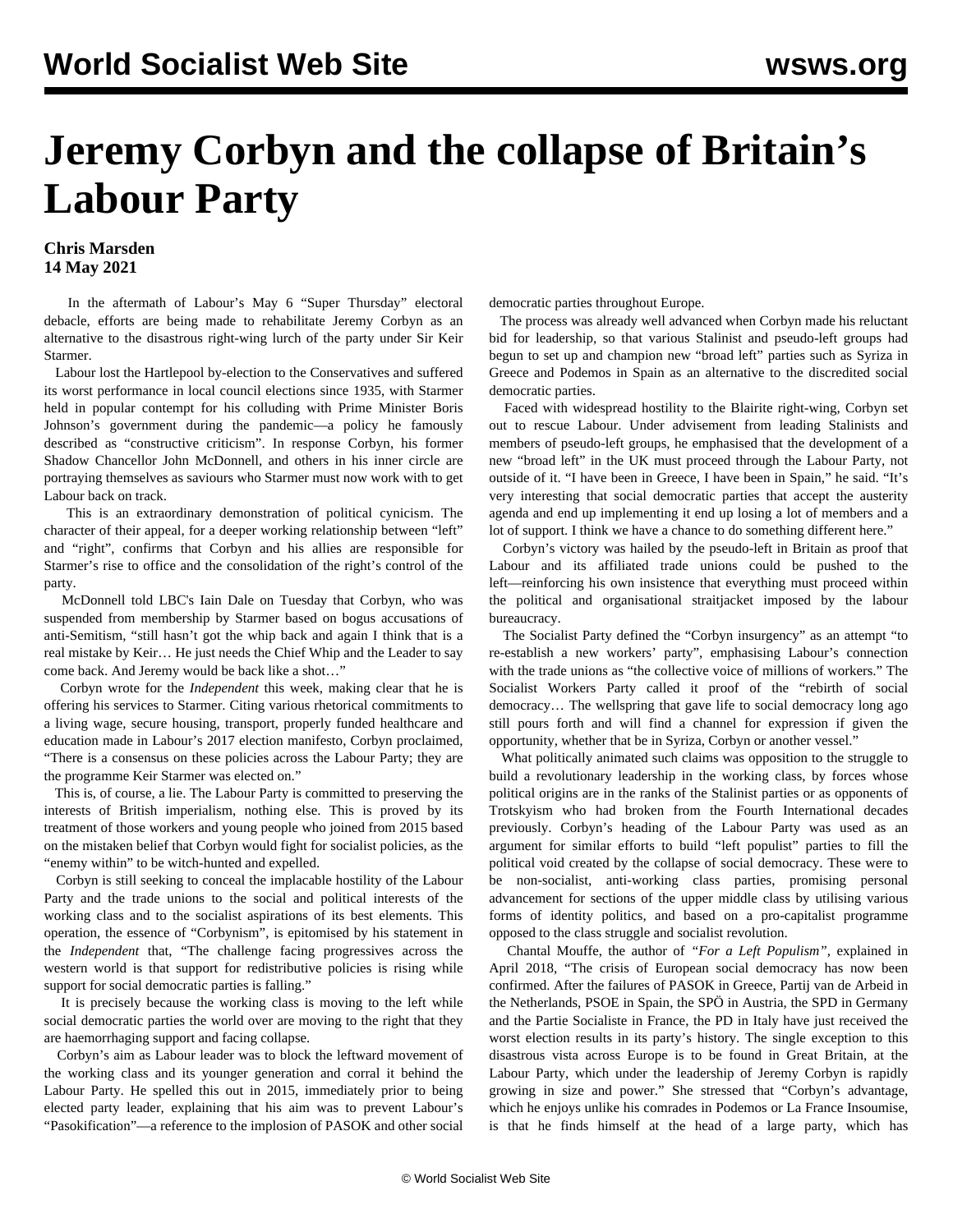# Jeremy Corbyn and the collapse of Britain's Labour Party

**Chris Marsden**
**14 May 2021**

In the aftermath of Labour's May 6 "Super Thursday" electoral debacle, efforts are being made to rehabilitate Jeremy Corbyn as an alternative to the disastrous right-wing lurch of the party under Sir Keir Starmer.

Labour lost the Hartlepool by-election to the Conservatives and suffered its worst performance in local council elections since 1935, with Starmer held in popular contempt for his colluding with Prime Minister Boris Johnson's government during the pandemic—a policy he famously described as "constructive criticism". In response Corbyn, his former Shadow Chancellor John McDonnell, and others in his inner circle are portraying themselves as saviours who Starmer must now work with to get Labour back on track.

This is an extraordinary demonstration of political cynicism. The character of their appeal, for a deeper working relationship between "left" and "right", confirms that Corbyn and his allies are responsible for Starmer's rise to office and the consolidation of the right's control of the party.

McDonnell told LBC's Iain Dale on Tuesday that Corbyn, who was suspended from membership by Starmer based on bogus accusations of anti-Semitism, "still hasn't got the whip back and again I think that is a real mistake by Keir… He just needs the Chief Whip and the Leader to say come back. And Jeremy would be back like a shot…"

Corbyn wrote for the *Independent* this week, making clear that he is offering his services to Starmer. Citing various rhetorical commitments to a living wage, secure housing, transport, properly funded healthcare and education made in Labour's 2017 election manifesto, Corbyn proclaimed, "There is a consensus on these policies across the Labour Party; they are the programme Keir Starmer was elected on."

This is, of course, a lie. The Labour Party is committed to preserving the interests of British imperialism, nothing else. This is proved by its treatment of those workers and young people who joined from 2015 based on the mistaken belief that Corbyn would fight for socialist policies, as the "enemy within" to be witch-hunted and expelled.

Corbyn is still seeking to conceal the implacable hostility of the Labour Party and the trade unions to the social and political interests of the working class and to the socialist aspirations of its best elements. This operation, the essence of "Corbynism", is epitomised by his statement in the *Independent* that, "The challenge facing progressives across the western world is that support for redistributive policies is rising while support for social democratic parties is falling."

It is precisely because the working class is moving to the left while social democratic parties the world over are moving to the right that they are haemorrhaging support and facing collapse.

Corbyn's aim as Labour leader was to block the leftward movement of the working class and its younger generation and corral it behind the Labour Party. He spelled this out in 2015, immediately prior to being elected party leader, explaining that his aim was to prevent Labour's "Pasokification"—a reference to the implosion of PASOK and other social democratic parties throughout Europe.

The process was already well advanced when Corbyn made his reluctant bid for leadership, so that various Stalinist and pseudo-left groups had begun to set up and champion new "broad left" parties such as Syriza in Greece and Podemos in Spain as an alternative to the discredited social democratic parties.

Faced with widespread hostility to the Blairite right-wing, Corbyn set out to rescue Labour. Under advisement from leading Stalinists and members of pseudo-left groups, he emphasised that the development of a new "broad left" in the UK must proceed through the Labour Party, not outside of it. "I have been in Greece, I have been in Spain," he said. "It's very interesting that social democratic parties that accept the austerity agenda and end up implementing it end up losing a lot of members and a lot of support. I think we have a chance to do something different here."

Corbyn's victory was hailed by the pseudo-left in Britain as proof that Labour and its affiliated trade unions could be pushed to the left—reinforcing his own insistence that everything must proceed within the political and organisational straitjacket imposed by the labour bureaucracy.

The Socialist Party defined the "Corbyn insurgency" as an attempt "to re-establish a new workers' party", emphasising Labour's connection with the trade unions as "the collective voice of millions of workers." The Socialist Workers Party called it proof of the "rebirth of social democracy… The wellspring that gave life to social democracy long ago still pours forth and will find a channel for expression if given the opportunity, whether that be in Syriza, Corbyn or another vessel."

What politically animated such claims was opposition to the struggle to build a revolutionary leadership in the working class, by forces whose political origins are in the ranks of the Stalinist parties or as opponents of Trotskyism who had broken from the Fourth International decades previously. Corbyn's heading of the Labour Party was used as an argument for similar efforts to build "left populist" parties to fill the political void created by the collapse of social democracy. These were to be non-socialist, anti-working class parties, promising personal advancement for sections of the upper middle class by utilising various forms of identity politics, and based on a pro-capitalist programme opposed to the class struggle and socialist revolution.

Chantal Mouffe, the author of *"For a Left Populism"*, explained in April 2018, "The crisis of European social democracy has now been confirmed. After the failures of PASOK in Greece, Partij van de Arbeid in the Netherlands, PSOE in Spain, the SPÖ in Austria, the SPD in Germany and the Partie Socialiste in France, the PD in Italy have just received the worst election results in its party's history. The single exception to this disastrous vista across Europe is to be found in Great Britain, at the Labour Party, which under the leadership of Jeremy Corbyn is rapidly growing in size and power." She stressed that "Corbyn's advantage, which he enjoys unlike his comrades in Podemos or La France Insoumise, is that he finds himself at the head of a large party, which has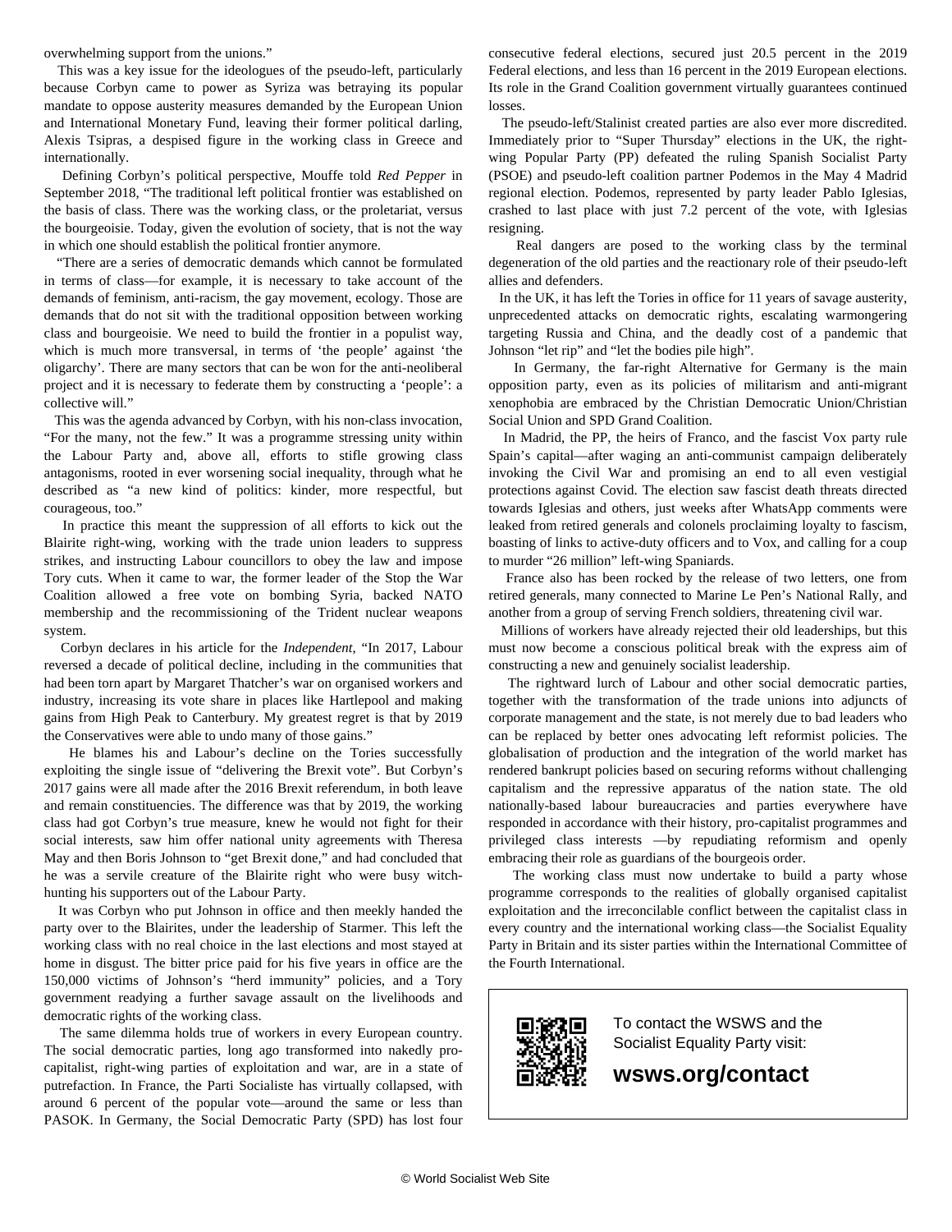overwhelming support from the unions."

This was a key issue for the ideologues of the pseudo-left, particularly because Corbyn came to power as Syriza was betraying its popular mandate to oppose austerity measures demanded by the European Union and International Monetary Fund, leaving their former political darling, Alexis Tsipras, a despised figure in the working class in Greece and internationally.

Defining Corbyn's political perspective, Mouffe told *Red Pepper* in September 2018, "The traditional left political frontier was established on the basis of class. There was the working class, or the proletariat, versus the bourgeoisie. Today, given the evolution of society, that is not the way in which one should establish the political frontier anymore.

"There are a series of democratic demands which cannot be formulated in terms of class—for example, it is necessary to take account of the demands of feminism, anti-racism, the gay movement, ecology. Those are demands that do not sit with the traditional opposition between working class and bourgeoisie. We need to build the frontier in a populist way, which is much more transversal, in terms of 'the people' against 'the oligarchy'. There are many sectors that can be won for the anti-neoliberal project and it is necessary to federate them by constructing a 'people': a collective will."

This was the agenda advanced by Corbyn, with his non-class invocation, "For the many, not the few." It was a programme stressing unity within the Labour Party and, above all, efforts to stifle growing class antagonisms, rooted in ever worsening social inequality, through what he described as "a new kind of politics: kinder, more respectful, but courageous, too."

In practice this meant the suppression of all efforts to kick out the Blairite right-wing, working with the trade union leaders to suppress strikes, and instructing Labour councillors to obey the law and impose Tory cuts. When it came to war, the former leader of the Stop the War Coalition allowed a free vote on bombing Syria, backed NATO membership and the recommissioning of the Trident nuclear weapons system.

Corbyn declares in his article for the *Independent*, "In 2017, Labour reversed a decade of political decline, including in the communities that had been torn apart by Margaret Thatcher's war on organised workers and industry, increasing its vote share in places like Hartlepool and making gains from High Peak to Canterbury. My greatest regret is that by 2019 the Conservatives were able to undo many of those gains."

He blames his and Labour's decline on the Tories successfully exploiting the single issue of "delivering the Brexit vote". But Corbyn's 2017 gains were all made after the 2016 Brexit referendum, in both leave and remain constituencies. The difference was that by 2019, the working class had got Corbyn's true measure, knew he would not fight for their social interests, saw him offer national unity agreements with Theresa May and then Boris Johnson to "get Brexit done," and had concluded that he was a servile creature of the Blairite right who were busy witch-hunting his supporters out of the Labour Party.

It was Corbyn who put Johnson in office and then meekly handed the party over to the Blairites, under the leadership of Starmer. This left the working class with no real choice in the last elections and most stayed at home in disgust. The bitter price paid for his five years in office are the 150,000 victims of Johnson's "herd immunity" policies, and a Tory government readying a further savage assault on the livelihoods and democratic rights of the working class.

The same dilemma holds true of workers in every European country. The social democratic parties, long ago transformed into nakedly pro-capitalist, right-wing parties of exploitation and war, are in a state of putrefaction. In France, the Parti Socialiste has virtually collapsed, with around 6 percent of the popular vote—around the same or less than PASOK. In Germany, the Social Democratic Party (SPD) has lost four consecutive federal elections, secured just 20.5 percent in the 2019 Federal elections, and less than 16 percent in the 2019 European elections. Its role in the Grand Coalition government virtually guarantees continued losses.

The pseudo-left/Stalinist created parties are also ever more discredited. Immediately prior to "Super Thursday" elections in the UK, the right-wing Popular Party (PP) defeated the ruling Spanish Socialist Party (PSOE) and pseudo-left coalition partner Podemos in the May 4 Madrid regional election. Podemos, represented by party leader Pablo Iglesias, crashed to last place with just 7.2 percent of the vote, with Iglesias resigning.

Real dangers are posed to the working class by the terminal degeneration of the old parties and the reactionary role of their pseudo-left allies and defenders.

In the UK, it has left the Tories in office for 11 years of savage austerity, unprecedented attacks on democratic rights, escalating warmongering targeting Russia and China, and the deadly cost of a pandemic that Johnson "let rip" and "let the bodies pile high".

In Germany, the far-right Alternative for Germany is the main opposition party, even as its policies of militarism and anti-migrant xenophobia are embraced by the Christian Democratic Union/Christian Social Union and SPD Grand Coalition.

In Madrid, the PP, the heirs of Franco, and the fascist Vox party rule Spain's capital—after waging an anti-communist campaign deliberately invoking the Civil War and promising an end to all even vestigial protections against Covid. The election saw fascist death threats directed towards Iglesias and others, just weeks after WhatsApp comments were leaked from retired generals and colonels proclaiming loyalty to fascism, boasting of links to active-duty officers and to Vox, and calling for a coup to murder "26 million" left-wing Spaniards.

France also has been rocked by the release of two letters, one from retired generals, many connected to Marine Le Pen's National Rally, and another from a group of serving French soldiers, threatening civil war.

Millions of workers have already rejected their old leaderships, but this must now become a conscious political break with the express aim of constructing a new and genuinely socialist leadership.

The rightward lurch of Labour and other social democratic parties, together with the transformation of the trade unions into adjuncts of corporate management and the state, is not merely due to bad leaders who can be replaced by better ones advocating left reformist policies. The globalisation of production and the integration of the world market has rendered bankrupt policies based on securing reforms without challenging capitalism and the repressive apparatus of the nation state. The old nationally-based labour bureaucracies and parties everywhere have responded in accordance with their history, pro-capitalist programmes and privileged class interests —by repudiating reformism and openly embracing their role as guardians of the bourgeois order.

The working class must now undertake to build a party whose programme corresponds to the realities of globally organised capitalist exploitation and the irreconcilable conflict between the capitalist class in every country and the international working class—the Socialist Equality Party in Britain and its sister parties within the International Committee of the Fourth International.

To contact the WSWS and the Socialist Equality Party visit:

**wsws.org/contact**